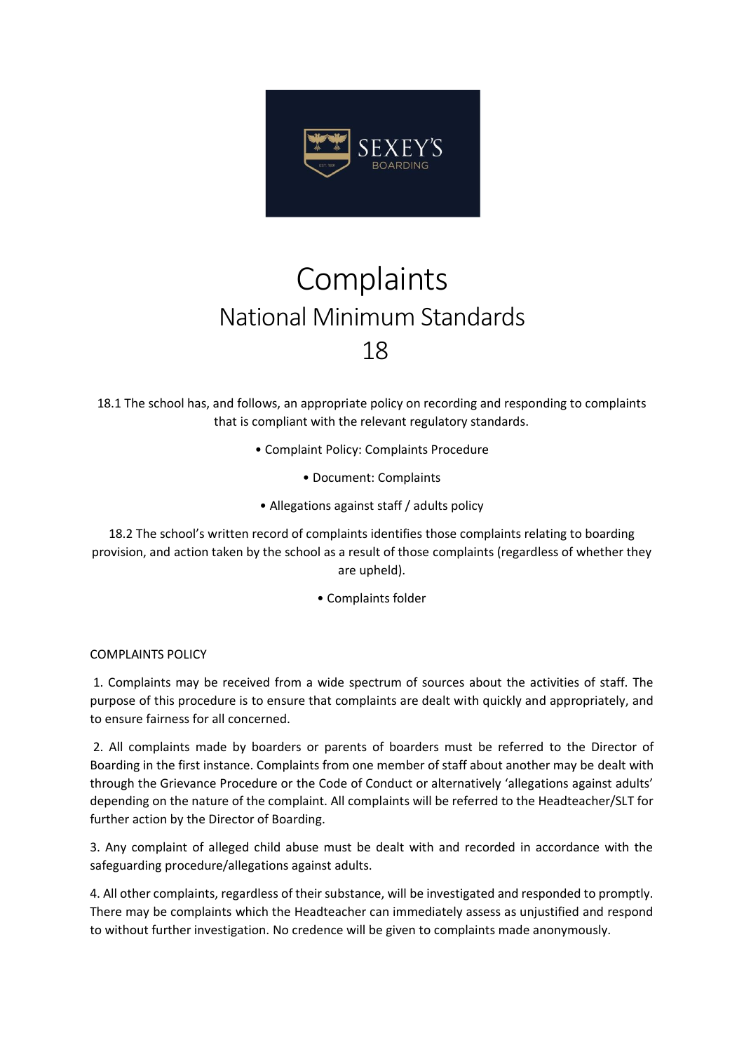# Complaints

## National Minimum Standards

## 18

18.1 The school has, and follows, an appropriate policy on recording and responding to complaints that is compliant with the relevant regulatory standards.

- Complaint Policy: Complaints Procedure
- Document: Complaints
- Allegations against staff / adults policy

18.2 The school's written record of complaints identifies those complaints relating to boarding provision, and action taken by the school as a result of those complaints (regardless of whether they are upheld).

- Complaints folder

COMPLAINTS POLICY

1. Complaints may be received from a wide spectrum of sources about the activities of staff. The purpose of this procedure is to ensure that complaints are dealt with quickly and appropriately, and to ensure fairness for all concerned.

2. All complaints made by boarders or parents of boarders must be referred to the Director of Boarding in the first instance. Complaints from one member of staff about another may be dealt with through the Grievance Procedure or the Code of Conduct or alternatively 'allegations against adults' depending on the nature of the complaint. All complaints will be referred to the Headteacher/SLT for further action by the Director of Boarding.

3. Any complaint of alleged child abuse must be dealt with and recorded in accordance with the safeguarding procedure/allegations against adults.

4. All other complaints, regardless of their substance, will be investigated and responded to promptly. There may be complaints which the Headteacher can immediately assess as unjustified and respond to without further investigation. No credence will be given to complaints made anonymously.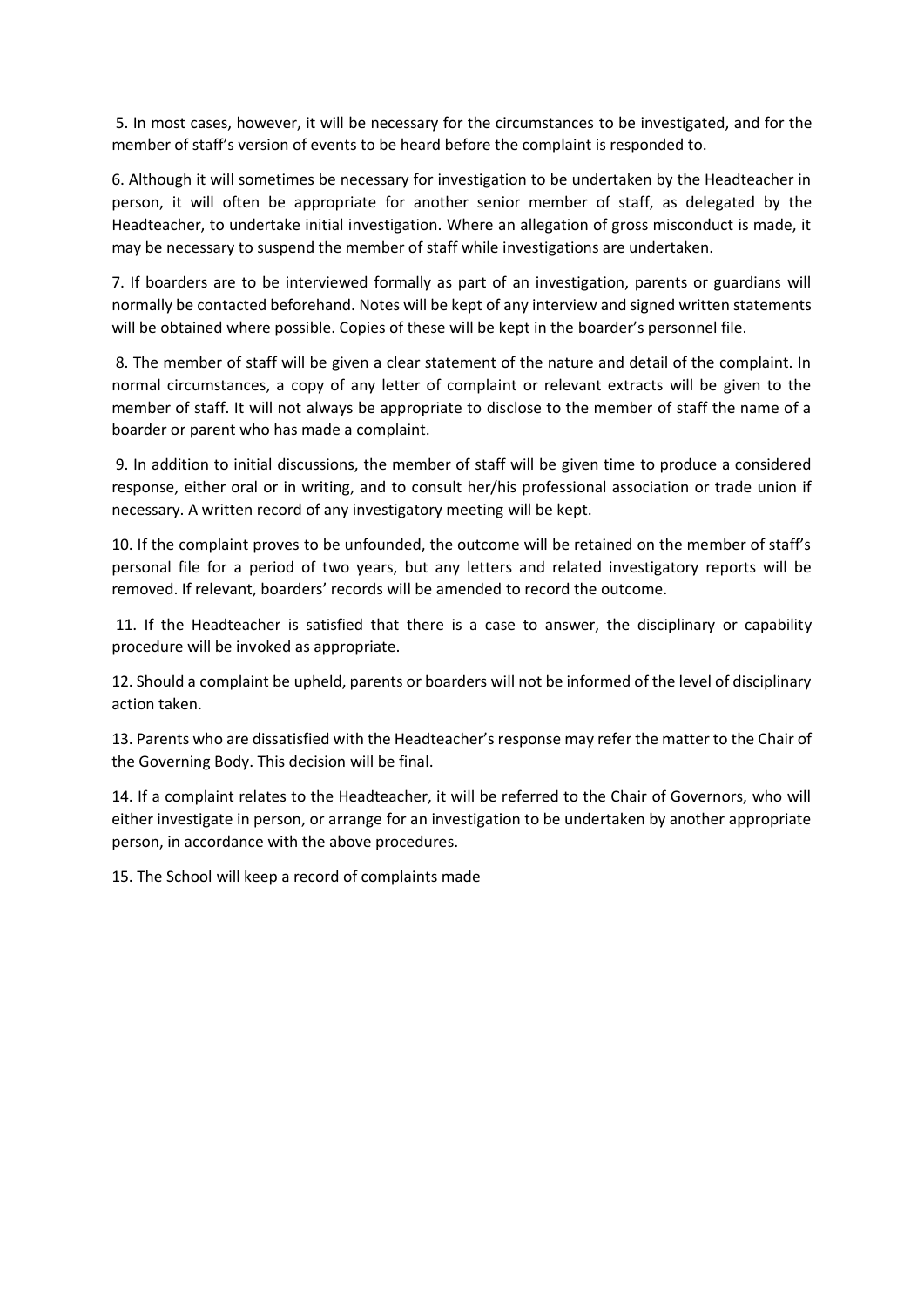5. In most cases, however, it will be necessary for the circumstances to be investigated, and for the member of staff's version of events to be heard before the complaint is responded to.

6. Although it will sometimes be necessary for investigation to be undertaken by the Headteacher in person, it will often be appropriate for another senior member of staff, as delegated by the Headteacher, to undertake initial investigation. Where an allegation of gross misconduct is made, it may be necessary to suspend the member of staff while investigations are undertaken.

7. If boarders are to be interviewed formally as part of an investigation, parents or guardians will normally be contacted beforehand. Notes will be kept of any interview and signed written statements will be obtained where possible. Copies of these will be kept in the boarder's personnel file.

8. The member of staff will be given a clear statement of the nature and detail of the complaint. In normal circumstances, a copy of any letter of complaint or relevant extracts will be given to the member of staff. It will not always be appropriate to disclose to the member of staff the name of a boarder or parent who has made a complaint.

9. In addition to initial discussions, the member of staff will be given time to produce a considered response, either oral or in writing, and to consult her/his professional association or trade union if necessary. A written record of any investigatory meeting will be kept.

10. If the complaint proves to be unfounded, the outcome will be retained on the member of staff's personal file for a period of two years, but any letters and related investigatory reports will be removed. If relevant, boarders' records will be amended to record the outcome.

11. If the Headteacher is satisfied that there is a case to answer, the disciplinary or capability procedure will be invoked as appropriate.

12. Should a complaint be upheld, parents or boarders will not be informed of the level of disciplinary action taken.

13. Parents who are dissatisfied with the Headteacher's response may refer the matter to the Chair of the Governing Body. This decision will be final.

14. If a complaint relates to the Headteacher, it will be referred to the Chair of Governors, who will either investigate in person, or arrange for an investigation to be undertaken by another appropriate person, in accordance with the above procedures.

15. The School will keep a record of complaints made